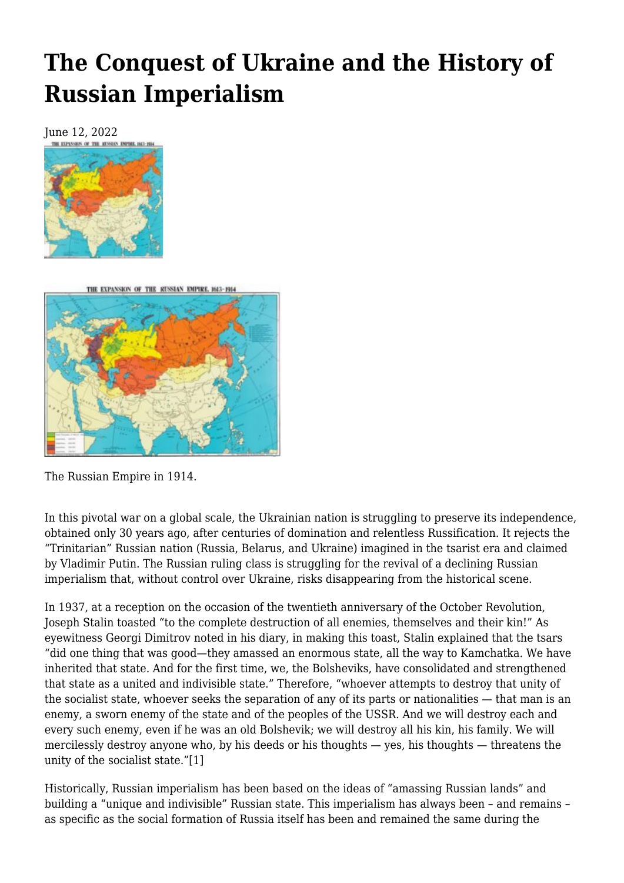# The Conquest of Ukraine and the History of Russian Imperialism

June 12, 2022

The Russian Empire in 1914.

In this pivotal war on a global scale, the Ukrainian nation is struggling to preserve its independence, obtained only 30 years ago, after centuries of domination and relentless Russification. It rejects the "Trinitarian" Russian nation (Russia, Belarus, and Ukraine) imagined in the tsarist era and claimed by Vladimir Putin. The Russian ruling class is struggling for the revival of a declining Russian imperialism that, without control over Ukraine, risks disappearing from the historical scene.

In 1937, at a reception on the occasion of the twentieth anniversary of the October Revolution, Joseph Stalin toasted "to the complete destruction of all enemies, themselves and their kin!" As eyewitness Georgi Dimitrov noted in his diary, in making this toast, Stalin explained that the tsars "did one thing that was good—they amassed an enormous state, all the way to Kamchatka. We have inherited that state. And for the first time, we, the Bolsheviks, have consolidated and strengthened that state as a united and indivisible state." Therefore, "whoever attempts to destroy that unity of the socialist state, whoever seeks the separation of any of its parts or nationalities — that man is an enemy, a sworn enemy of the state and of the peoples of the USSR. And we will destroy each and every such enemy, even if he was an old Bolshevik; we will destroy all his kin, his family. We will mercilessly destroy anyone who, by his deeds or his thoughts — yes, his thoughts — threatens the unity of the socialist state."[1]

Historically, Russian imperialism has been based on the ideas of "amassing Russian lands" and building a "unique and indivisible" Russian state. This imperialism has always been – and remains – as specific as the social formation of Russia itself has been and remained the same during the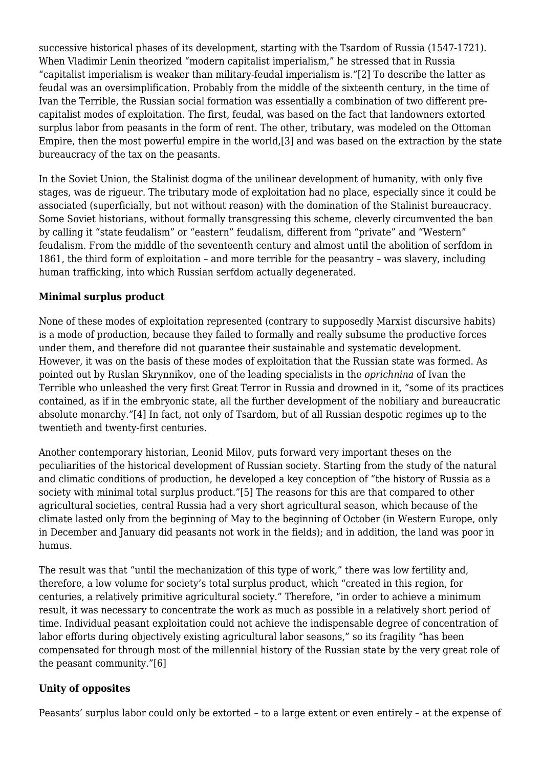successive historical phases of its development, starting with the Tsardom of Russia (1547-1721). When Vladimir Lenin theorized "modern capitalist imperialism," he stressed that in Russia "capitalist imperialism is weaker than military-feudal imperialism is."[2] To describe the latter as feudal was an oversimplification. Probably from the middle of the sixteenth century, in the time of Ivan the Terrible, the Russian social formation was essentially a combination of two different pre-capitalist modes of exploitation. The first, feudal, was based on the fact that landowners extorted surplus labor from peasants in the form of rent. The other, tributary, was modeled on the Ottoman Empire, then the most powerful empire in the world,[3] and was based on the extraction by the state bureaucracy of the tax on the peasants.

In the Soviet Union, the Stalinist dogma of the unilinear development of humanity, with only five stages, was de rigueur. The tributary mode of exploitation had no place, especially since it could be associated (superficially, but not without reason) with the domination of the Stalinist bureaucracy. Some Soviet historians, without formally transgressing this scheme, cleverly circumvented the ban by calling it "state feudalism" or "eastern" feudalism, different from "private" and "Western" feudalism. From the middle of the seventeenth century and almost until the abolition of serfdom in 1861, the third form of exploitation – and more terrible for the peasantry – was slavery, including human trafficking, into which Russian serfdom actually degenerated.

**Minimal surplus product**

None of these modes of exploitation represented (contrary to supposedly Marxist discursive habits) is a mode of production, because they failed to formally and really subsume the productive forces under them, and therefore did not guarantee their sustainable and systematic development. However, it was on the basis of these modes of exploitation that the Russian state was formed. As pointed out by Ruslan Skrynnikov, one of the leading specialists in the *oprichnina* of Ivan the Terrible who unleashed the very first Great Terror in Russia and drowned in it, "some of its practices contained, as if in the embryonic state, all the further development of the nobiliary and bureaucratic absolute monarchy."[4] In fact, not only of Tsardom, but of all Russian despotic regimes up to the twentieth and twenty-first centuries.

Another contemporary historian, Leonid Milov, puts forward very important theses on the peculiarities of the historical development of Russian society. Starting from the study of the natural and climatic conditions of production, he developed a key conception of "the history of Russia as a society with minimal total surplus product."[5] The reasons for this are that compared to other agricultural societies, central Russia had a very short agricultural season, which because of the climate lasted only from the beginning of May to the beginning of October (in Western Europe, only in December and January did peasants not work in the fields); and in addition, the land was poor in humus.

The result was that "until the mechanization of this type of work," there was low fertility and, therefore, a low volume for society's total surplus product, which "created in this region, for centuries, a relatively primitive agricultural society." Therefore, "in order to achieve a minimum result, it was necessary to concentrate the work as much as possible in a relatively short period of time. Individual peasant exploitation could not achieve the indispensable degree of concentration of labor efforts during objectively existing agricultural labor seasons," so its fragility "has been compensated for through most of the millennial history of the Russian state by the very great role of the peasant community."[6]

**Unity of opposites**

Peasants' surplus labor could only be extorted – to a large extent or even entirely – at the expense of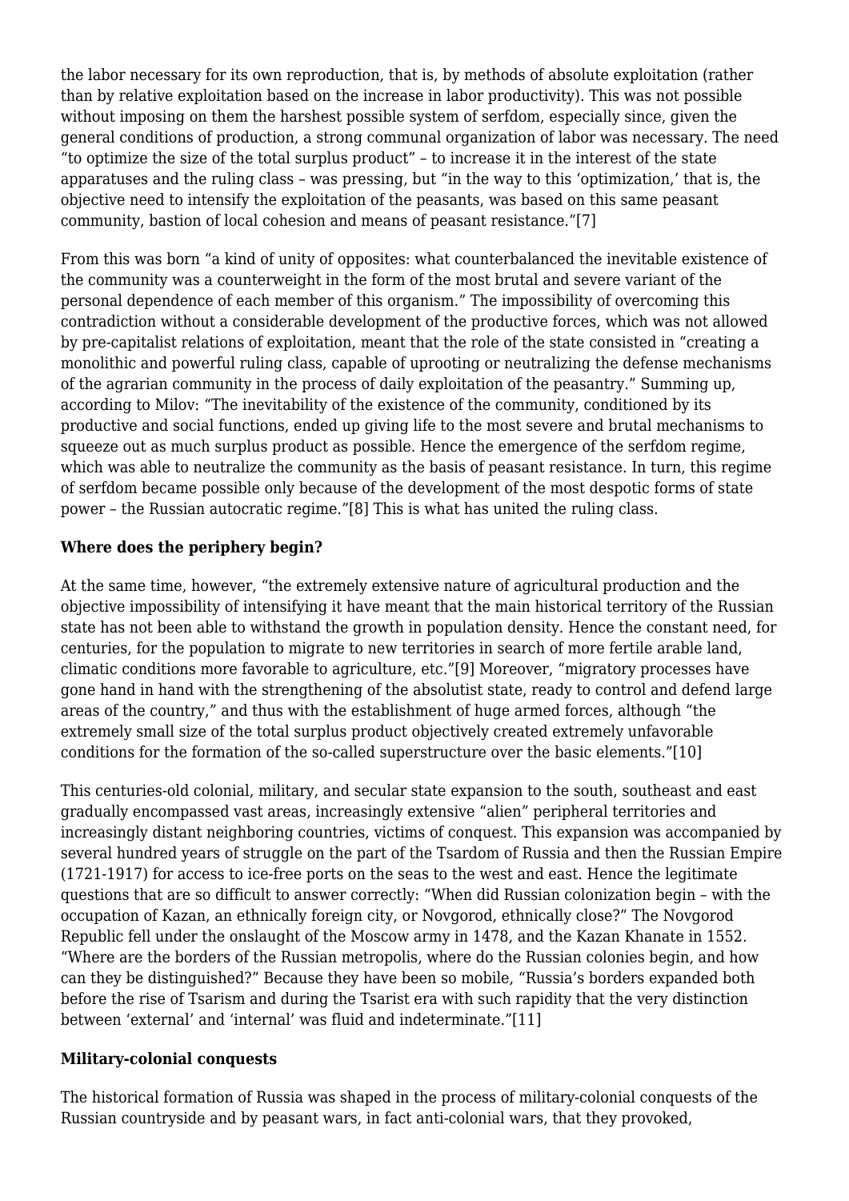the labor necessary for its own reproduction, that is, by methods of absolute exploitation (rather than by relative exploitation based on the increase in labor productivity). This was not possible without imposing on them the harshest possible system of serfdom, especially since, given the general conditions of production, a strong communal organization of labor was necessary. The need "to optimize the size of the total surplus product" – to increase it in the interest of the state apparatuses and the ruling class – was pressing, but "in the way to this 'optimization,' that is, the objective need to intensify the exploitation of the peasants, was based on this same peasant community, bastion of local cohesion and means of peasant resistance."[7]

From this was born "a kind of unity of opposites: what counterbalanced the inevitable existence of the community was a counterweight in the form of the most brutal and severe variant of the personal dependence of each member of this organism." The impossibility of overcoming this contradiction without a considerable development of the productive forces, which was not allowed by pre-capitalist relations of exploitation, meant that the role of the state consisted in "creating a monolithic and powerful ruling class, capable of uprooting or neutralizing the defense mechanisms of the agrarian community in the process of daily exploitation of the peasantry." Summing up, according to Milov: "The inevitability of the existence of the community, conditioned by its productive and social functions, ended up giving life to the most severe and brutal mechanisms to squeeze out as much surplus product as possible. Hence the emergence of the serfdom regime, which was able to neutralize the community as the basis of peasant resistance. In turn, this regime of serfdom became possible only because of the development of the most despotic forms of state power – the Russian autocratic regime."[8] This is what has united the ruling class.

**Where does the periphery begin?**

At the same time, however, "the extremely extensive nature of agricultural production and the objective impossibility of intensifying it have meant that the main historical territory of the Russian state has not been able to withstand the growth in population density. Hence the constant need, for centuries, for the population to migrate to new territories in search of more fertile arable land, climatic conditions more favorable to agriculture, etc."[9] Moreover, "migratory processes have gone hand in hand with the strengthening of the absolutist state, ready to control and defend large areas of the country," and thus with the establishment of huge armed forces, although "the extremely small size of the total surplus product objectively created extremely unfavorable conditions for the formation of the so-called superstructure over the basic elements."[10]

This centuries-old colonial, military, and secular state expansion to the south, southeast and east gradually encompassed vast areas, increasingly extensive "alien" peripheral territories and increasingly distant neighboring countries, victims of conquest. This expansion was accompanied by several hundred years of struggle on the part of the Tsardom of Russia and then the Russian Empire (1721-1917) for access to ice-free ports on the seas to the west and east. Hence the legitimate questions that are so difficult to answer correctly: "When did Russian colonization begin – with the occupation of Kazan, an ethnically foreign city, or Novgorod, ethnically close?" The Novgorod Republic fell under the onslaught of the Moscow army in 1478, and the Kazan Khanate in 1552. "Where are the borders of the Russian metropolis, where do the Russian colonies begin, and how can they be distinguished?" Because they have been so mobile, "Russia's borders expanded both before the rise of Tsarism and during the Tsarist era with such rapidity that the very distinction between 'external' and 'internal' was fluid and indeterminate."[11]

**Military-colonial conquests**

The historical formation of Russia was shaped in the process of military-colonial conquests of the Russian countryside and by peasant wars, in fact anti-colonial wars, that they provoked,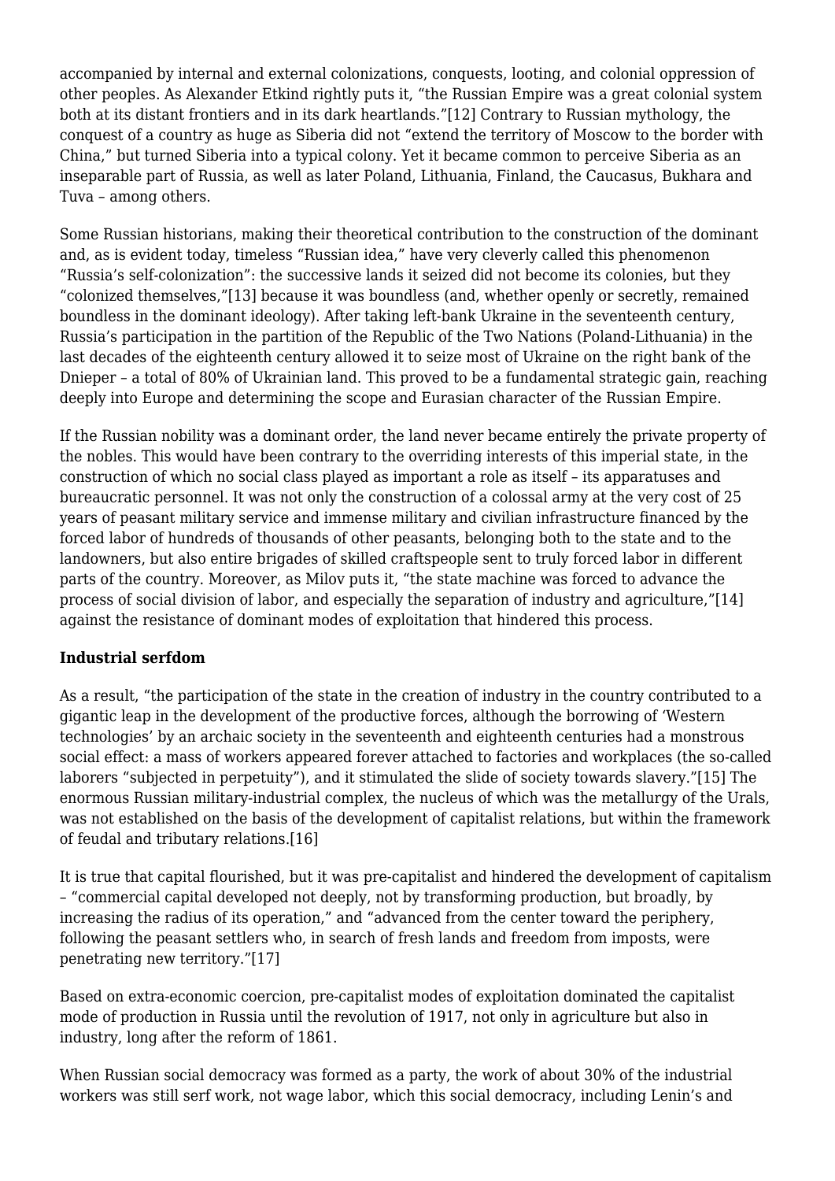accompanied by internal and external colonizations, conquests, looting, and colonial oppression of other peoples. As Alexander Etkind rightly puts it, "the Russian Empire was a great colonial system both at its distant frontiers and in its dark heartlands."[12] Contrary to Russian mythology, the conquest of a country as huge as Siberia did not "extend the territory of Moscow to the border with China," but turned Siberia into a typical colony. Yet it became common to perceive Siberia as an inseparable part of Russia, as well as later Poland, Lithuania, Finland, the Caucasus, Bukhara and Tuva – among others.

Some Russian historians, making their theoretical contribution to the construction of the dominant and, as is evident today, timeless "Russian idea," have very cleverly called this phenomenon "Russia's self-colonization": the successive lands it seized did not become its colonies, but they "colonized themselves,"[13] because it was boundless (and, whether openly or secretly, remained boundless in the dominant ideology). After taking left-bank Ukraine in the seventeenth century, Russia's participation in the partition of the Republic of the Two Nations (Poland-Lithuania) in the last decades of the eighteenth century allowed it to seize most of Ukraine on the right bank of the Dnieper – a total of 80% of Ukrainian land. This proved to be a fundamental strategic gain, reaching deeply into Europe and determining the scope and Eurasian character of the Russian Empire.

If the Russian nobility was a dominant order, the land never became entirely the private property of the nobles. This would have been contrary to the overriding interests of this imperial state, in the construction of which no social class played as important a role as itself – its apparatuses and bureaucratic personnel. It was not only the construction of a colossal army at the very cost of 25 years of peasant military service and immense military and civilian infrastructure financed by the forced labor of hundreds of thousands of other peasants, belonging both to the state and to the landowners, but also entire brigades of skilled craftspeople sent to truly forced labor in different parts of the country. Moreover, as Milov puts it, "the state machine was forced to advance the process of social division of labor, and especially the separation of industry and agriculture,"[14] against the resistance of dominant modes of exploitation that hindered this process.

**Industrial serfdom**

As a result, "the participation of the state in the creation of industry in the country contributed to a gigantic leap in the development of the productive forces, although the borrowing of 'Western technologies' by an archaic society in the seventeenth and eighteenth centuries had a monstrous social effect: a mass of workers appeared forever attached to factories and workplaces (the so-called laborers "subjected in perpetuity"), and it stimulated the slide of society towards slavery."[15] The enormous Russian military-industrial complex, the nucleus of which was the metallurgy of the Urals, was not established on the basis of the development of capitalist relations, but within the framework of feudal and tributary relations.[16]

It is true that capital flourished, but it was pre-capitalist and hindered the development of capitalism – "commercial capital developed not deeply, not by transforming production, but broadly, by increasing the radius of its operation," and "advanced from the center toward the periphery, following the peasant settlers who, in search of fresh lands and freedom from imposts, were penetrating new territory."[17]

Based on extra-economic coercion, pre-capitalist modes of exploitation dominated the capitalist mode of production in Russia until the revolution of 1917, not only in agriculture but also in industry, long after the reform of 1861.

When Russian social democracy was formed as a party, the work of about 30% of the industrial workers was still serf work, not wage labor, which this social democracy, including Lenin's and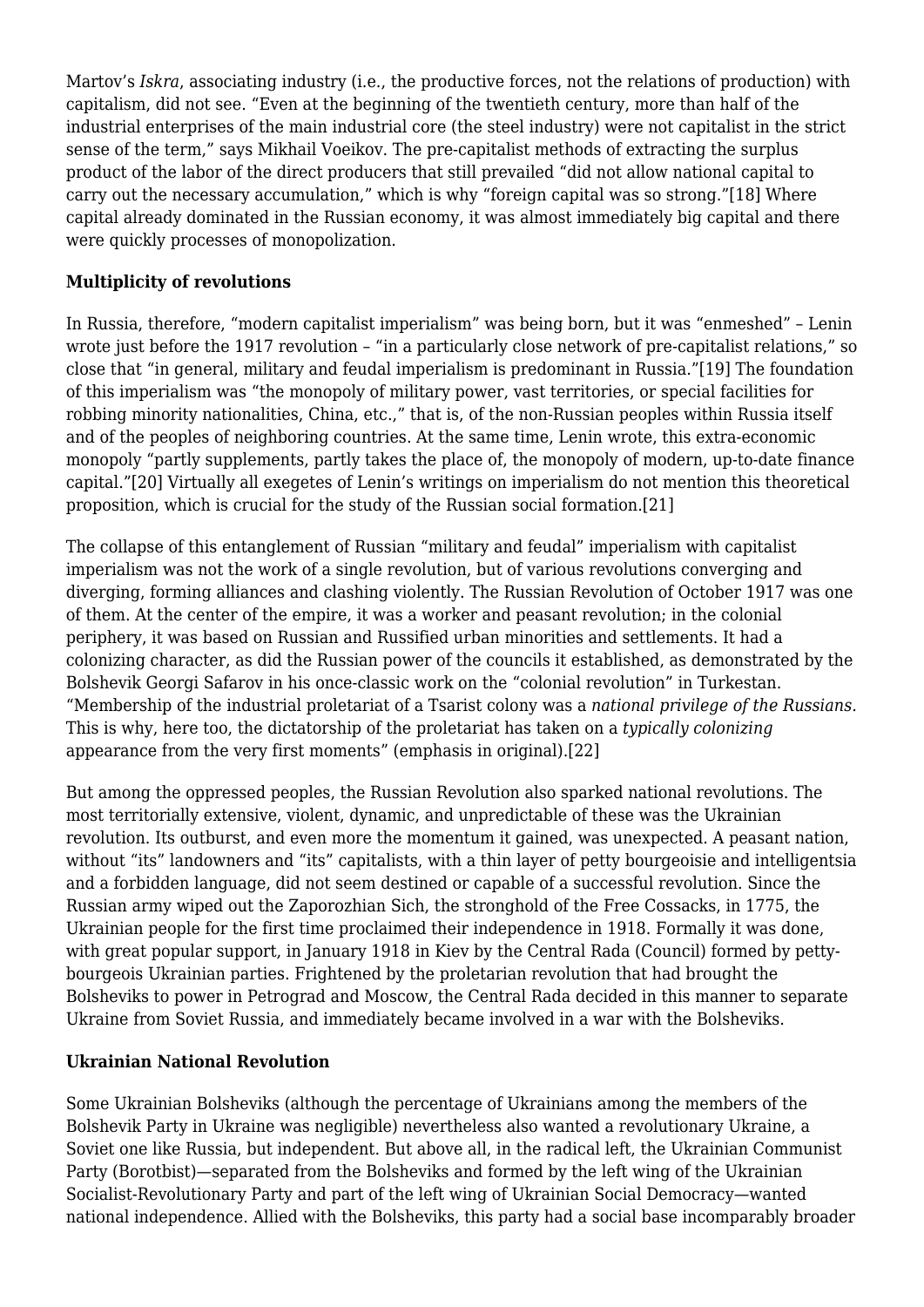Martov's *Iskra*, associating industry (i.e., the productive forces, not the relations of production) with capitalism, did not see. "Even at the beginning of the twentieth century, more than half of the industrial enterprises of the main industrial core (the steel industry) were not capitalist in the strict sense of the term," says Mikhail Voeikov. The pre-capitalist methods of extracting the surplus product of the labor of the direct producers that still prevailed "did not allow national capital to carry out the necessary accumulation," which is why "foreign capital was so strong."[18] Where capital already dominated in the Russian economy, it was almost immediately big capital and there were quickly processes of monopolization.

**Multiplicity of revolutions**

In Russia, therefore, "modern capitalist imperialism" was being born, but it was "enmeshed" – Lenin wrote just before the 1917 revolution – "in a particularly close network of pre-capitalist relations," so close that "in general, military and feudal imperialism is predominant in Russia."[19] The foundation of this imperialism was "the monopoly of military power, vast territories, or special facilities for robbing minority nationalities, China, etc.," that is, of the non-Russian peoples within Russia itself and of the peoples of neighboring countries. At the same time, Lenin wrote, this extra-economic monopoly "partly supplements, partly takes the place of, the monopoly of modern, up-to-date finance capital."[20] Virtually all exegetes of Lenin's writings on imperialism do not mention this theoretical proposition, which is crucial for the study of the Russian social formation.[21]

The collapse of this entanglement of Russian "military and feudal" imperialism with capitalist imperialism was not the work of a single revolution, but of various revolutions converging and diverging, forming alliances and clashing violently. The Russian Revolution of October 1917 was one of them. At the center of the empire, it was a worker and peasant revolution; in the colonial periphery, it was based on Russian and Russified urban minorities and settlements. It had a colonizing character, as did the Russian power of the councils it established, as demonstrated by the Bolshevik Georgi Safarov in his once-classic work on the "colonial revolution" in Turkestan. "Membership of the industrial proletariat of a Tsarist colony was a *national privilege of the Russians*. This is why, here too, the dictatorship of the proletariat has taken on a *typically colonizing* appearance from the very first moments" (emphasis in original).[22]

But among the oppressed peoples, the Russian Revolution also sparked national revolutions. The most territorially extensive, violent, dynamic, and unpredictable of these was the Ukrainian revolution. Its outburst, and even more the momentum it gained, was unexpected. A peasant nation, without "its" landowners and "its" capitalists, with a thin layer of petty bourgeoisie and intelligentsia and a forbidden language, did not seem destined or capable of a successful revolution. Since the Russian army wiped out the Zaporozhian Sich, the stronghold of the Free Cossacks, in 1775, the Ukrainian people for the first time proclaimed their independence in 1918. Formally it was done, with great popular support, in January 1918 in Kiev by the Central Rada (Council) formed by petty-bourgeois Ukrainian parties. Frightened by the proletarian revolution that had brought the Bolsheviks to power in Petrograd and Moscow, the Central Rada decided in this manner to separate Ukraine from Soviet Russia, and immediately became involved in a war with the Bolsheviks.

**Ukrainian National Revolution**

Some Ukrainian Bolsheviks (although the percentage of Ukrainians among the members of the Bolshevik Party in Ukraine was negligible) nevertheless also wanted a revolutionary Ukraine, a Soviet one like Russia, but independent. But above all, in the radical left, the Ukrainian Communist Party (Borotbist)—separated from the Bolsheviks and formed by the left wing of the Ukrainian Socialist-Revolutionary Party and part of the left wing of Ukrainian Social Democracy—wanted national independence. Allied with the Bolsheviks, this party had a social base incomparably broader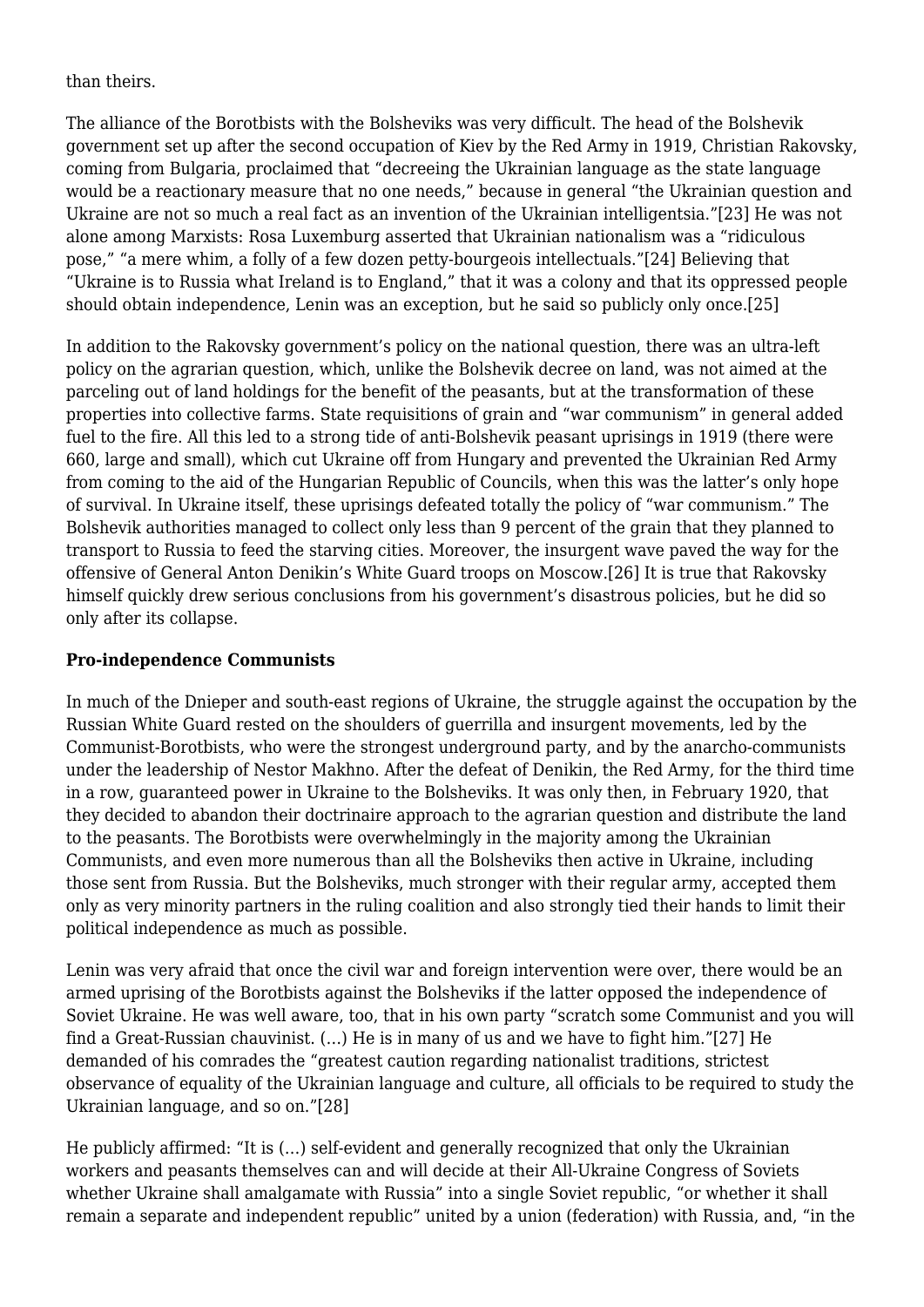than theirs.

The alliance of the Borotbists with the Bolsheviks was very difficult. The head of the Bolshevik government set up after the second occupation of Kiev by the Red Army in 1919, Christian Rakovsky, coming from Bulgaria, proclaimed that "decreeing the Ukrainian language as the state language would be a reactionary measure that no one needs," because in general "the Ukrainian question and Ukraine are not so much a real fact as an invention of the Ukrainian intelligentsia."[23] He was not alone among Marxists: Rosa Luxemburg asserted that Ukrainian nationalism was a "ridiculous pose," "a mere whim, a folly of a few dozen petty-bourgeois intellectuals."[24] Believing that "Ukraine is to Russia what Ireland is to England," that it was a colony and that its oppressed people should obtain independence, Lenin was an exception, but he said so publicly only once.[25]

In addition to the Rakovsky government's policy on the national question, there was an ultra-left policy on the agrarian question, which, unlike the Bolshevik decree on land, was not aimed at the parceling out of land holdings for the benefit of the peasants, but at the transformation of these properties into collective farms. State requisitions of grain and "war communism" in general added fuel to the fire. All this led to a strong tide of anti-Bolshevik peasant uprisings in 1919 (there were 660, large and small), which cut Ukraine off from Hungary and prevented the Ukrainian Red Army from coming to the aid of the Hungarian Republic of Councils, when this was the latter's only hope of survival. In Ukraine itself, these uprisings defeated totally the policy of "war communism." The Bolshevik authorities managed to collect only less than 9 percent of the grain that they planned to transport to Russia to feed the starving cities. Moreover, the insurgent wave paved the way for the offensive of General Anton Denikin's White Guard troops on Moscow.[26] It is true that Rakovsky himself quickly drew serious conclusions from his government's disastrous policies, but he did so only after its collapse.

**Pro-independence Communists**

In much of the Dnieper and south-east regions of Ukraine, the struggle against the occupation by the Russian White Guard rested on the shoulders of guerrilla and insurgent movements, led by the Communist-Borotbists, who were the strongest underground party, and by the anarcho-communists under the leadership of Nestor Makhno. After the defeat of Denikin, the Red Army, for the third time in a row, guaranteed power in Ukraine to the Bolsheviks. It was only then, in February 1920, that they decided to abandon their doctrinaire approach to the agrarian question and distribute the land to the peasants. The Borotbists were overwhelmingly in the majority among the Ukrainian Communists, and even more numerous than all the Bolsheviks then active in Ukraine, including those sent from Russia. But the Bolsheviks, much stronger with their regular army, accepted them only as very minority partners in the ruling coalition and also strongly tied their hands to limit their political independence as much as possible.

Lenin was very afraid that once the civil war and foreign intervention were over, there would be an armed uprising of the Borotbists against the Bolsheviks if the latter opposed the independence of Soviet Ukraine. He was well aware, too, that in his own party "scratch some Communist and you will find a Great-Russian chauvinist. (…) He is in many of us and we have to fight him."[27] He demanded of his comrades the "greatest caution regarding nationalist traditions, strictest observance of equality of the Ukrainian language and culture, all officials to be required to study the Ukrainian language, and so on."[28]

He publicly affirmed: "It is (…) self-evident and generally recognized that only the Ukrainian workers and peasants themselves can and will decide at their All-Ukraine Congress of Soviets whether Ukraine shall amalgamate with Russia" into a single Soviet republic, "or whether it shall remain a separate and independent republic" united by a union (federation) with Russia, and, "in the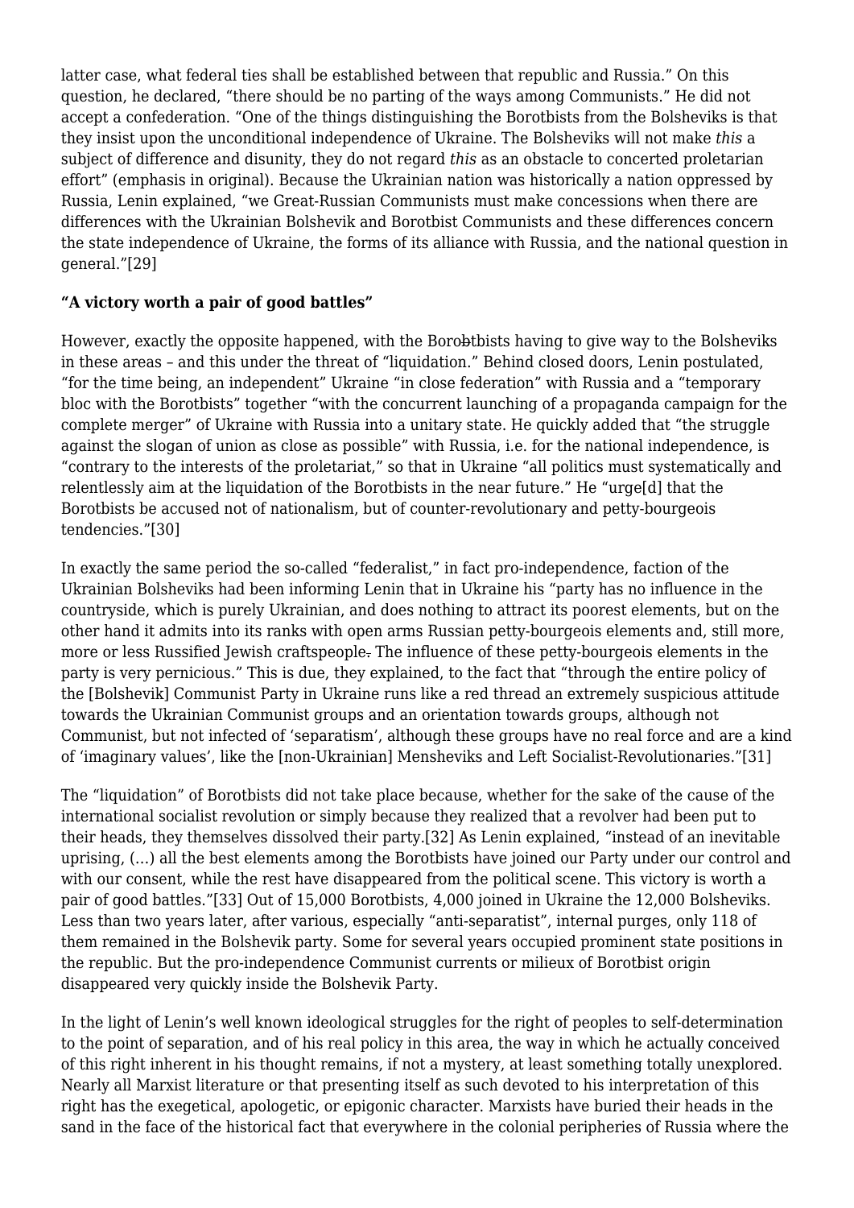latter case, what federal ties shall be established between that republic and Russia." On this question, he declared, "there should be no parting of the ways among Communists." He did not accept a confederation. "One of the things distinguishing the Borotbists from the Bolsheviks is that they insist upon the unconditional independence of Ukraine. The Bolsheviks will not make *this* a subject of difference and disunity, they do not regard *this* as an obstacle to concerted proletarian effort" (emphasis in original). Because the Ukrainian nation was historically a nation oppressed by Russia, Lenin explained, "we Great-Russian Communists must make concessions when there are differences with the Ukrainian Bolshevik and Borotbist Communists and these differences concern the state independence of Ukraine, the forms of its alliance with Russia, and the national question in general."[29]

**"A victory worth a pair of good battles"**

However, exactly the opposite happened, with the Borotbists having to give way to the Bolsheviks in these areas – and this under the threat of "liquidation." Behind closed doors, Lenin postulated, "for the time being, an independent" Ukraine "in close federation" with Russia and a "temporary bloc with the Borotbists" together "with the concurrent launching of a propaganda campaign for the complete merger" of Ukraine with Russia into a unitary state. He quickly added that "the struggle against the slogan of union as close as possible" with Russia, i.e. for the national independence, is "contrary to the interests of the proletariat," so that in Ukraine "all politics must systematically and relentlessly aim at the liquidation of the Borotbists in the near future." He "urge[d] that the Borotbists be accused not of nationalism, but of counter-revolutionary and petty-bourgeois tendencies."[30]

In exactly the same period the so-called "federalist," in fact pro-independence, faction of the Ukrainian Bolsheviks had been informing Lenin that in Ukraine his "party has no influence in the countryside, which is purely Ukrainian, and does nothing to attract its poorest elements, but on the other hand it admits into its ranks with open arms Russian petty-bourgeois elements and, still more, more or less Russified Jewish craftspeople. The influence of these petty-bourgeois elements in the party is very pernicious." This is due, they explained, to the fact that "through the entire policy of the [Bolshevik] Communist Party in Ukraine runs like a red thread an extremely suspicious attitude towards the Ukrainian Communist groups and an orientation towards groups, although not Communist, but not infected of 'separatism', although these groups have no real force and are a kind of 'imaginary values', like the [non-Ukrainian] Mensheviks and Left Socialist-Revolutionaries."[31]

The "liquidation" of Borotbists did not take place because, whether for the sake of the cause of the international socialist revolution or simply because they realized that a revolver had been put to their heads, they themselves dissolved their party.[32] As Lenin explained, "instead of an inevitable uprising, (…) all the best elements among the Borotbists have joined our Party under our control and with our consent, while the rest have disappeared from the political scene. This victory is worth a pair of good battles."[33] Out of 15,000 Borotbists, 4,000 joined in Ukraine the 12,000 Bolsheviks. Less than two years later, after various, especially "anti-separatist", internal purges, only 118 of them remained in the Bolshevik party. Some for several years occupied prominent state positions in the republic. But the pro-independence Communist currents or milieux of Borotbist origin disappeared very quickly inside the Bolshevik Party.

In the light of Lenin's well known ideological struggles for the right of peoples to self-determination to the point of separation, and of his real policy in this area, the way in which he actually conceived of this right inherent in his thought remains, if not a mystery, at least something totally unexplored. Nearly all Marxist literature or that presenting itself as such devoted to his interpretation of this right has the exegetical, apologetic, or epigonic character. Marxists have buried their heads in the sand in the face of the historical fact that everywhere in the colonial peripheries of Russia where the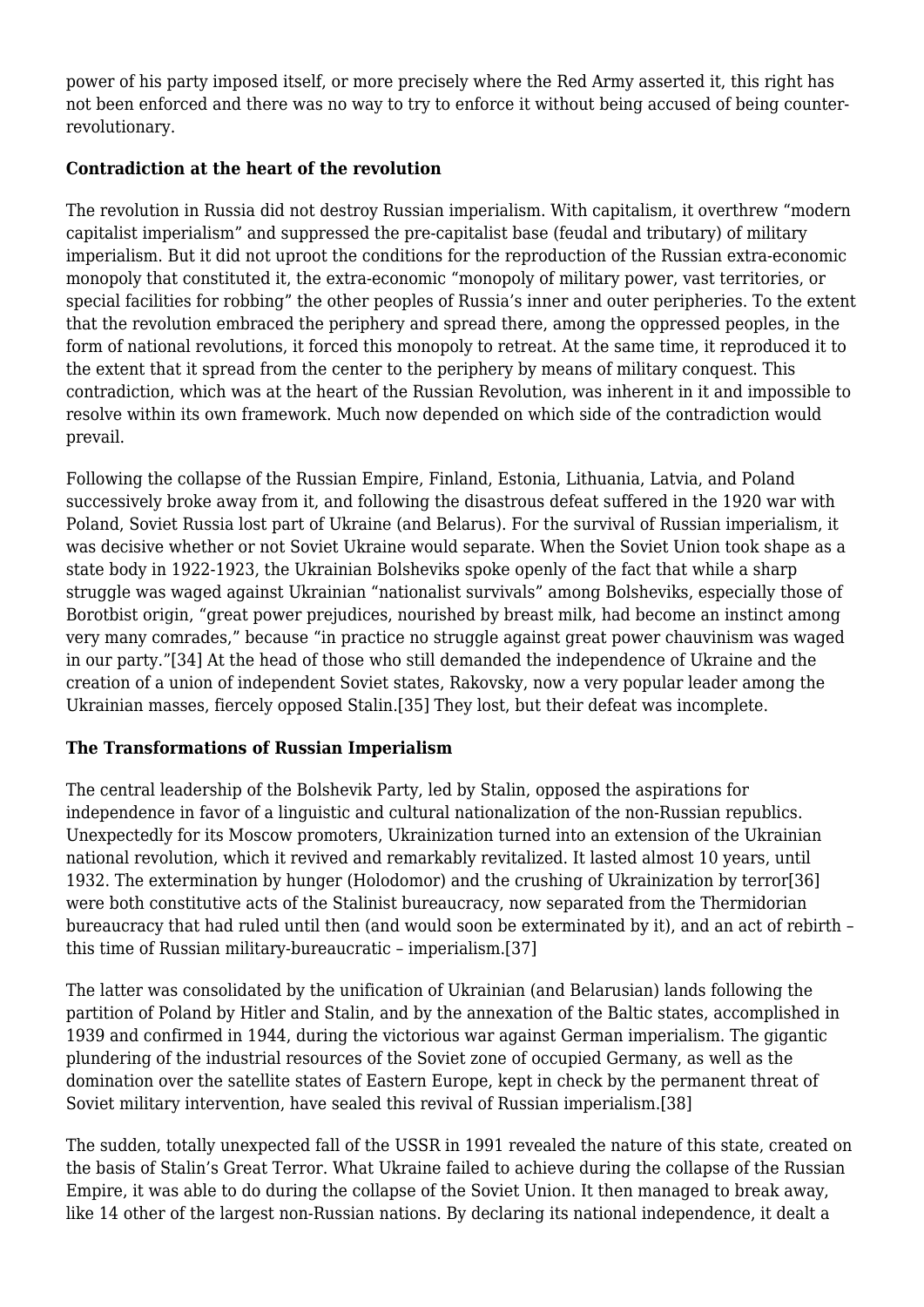power of his party imposed itself, or more precisely where the Red Army asserted it, this right has not been enforced and there was no way to try to enforce it without being accused of being counter-revolutionary.

**Contradiction at the heart of the revolution**

The revolution in Russia did not destroy Russian imperialism. With capitalism, it overthrew "modern capitalist imperialism" and suppressed the pre-capitalist base (feudal and tributary) of military imperialism. But it did not uproot the conditions for the reproduction of the Russian extra-economic monopoly that constituted it, the extra-economic "monopoly of military power, vast territories, or special facilities for robbing" the other peoples of Russia's inner and outer peripheries. To the extent that the revolution embraced the periphery and spread there, among the oppressed peoples, in the form of national revolutions, it forced this monopoly to retreat. At the same time, it reproduced it to the extent that it spread from the center to the periphery by means of military conquest. This contradiction, which was at the heart of the Russian Revolution, was inherent in it and impossible to resolve within its own framework. Much now depended on which side of the contradiction would prevail.

Following the collapse of the Russian Empire, Finland, Estonia, Lithuania, Latvia, and Poland successively broke away from it, and following the disastrous defeat suffered in the 1920 war with Poland, Soviet Russia lost part of Ukraine (and Belarus). For the survival of Russian imperialism, it was decisive whether or not Soviet Ukraine would separate. When the Soviet Union took shape as a state body in 1922-1923, the Ukrainian Bolsheviks spoke openly of the fact that while a sharp struggle was waged against Ukrainian "nationalist survivals" among Bolsheviks, especially those of Borotbist origin, "great power prejudices, nourished by breast milk, had become an instinct among very many comrades," because "in practice no struggle against great power chauvinism was waged in our party."[34] At the head of those who still demanded the independence of Ukraine and the creation of a union of independent Soviet states, Rakovsky, now a very popular leader among the Ukrainian masses, fiercely opposed Stalin.[35] They lost, but their defeat was incomplete.

**The Transformations of Russian Imperialism**

The central leadership of the Bolshevik Party, led by Stalin, opposed the aspirations for independence in favor of a linguistic and cultural nationalization of the non-Russian republics. Unexpectedly for its Moscow promoters, Ukrainization turned into an extension of the Ukrainian national revolution, which it revived and remarkably revitalized. It lasted almost 10 years, until 1932. The extermination by hunger (Holodomor) and the crushing of Ukrainization by terror[36] were both constitutive acts of the Stalinist bureaucracy, now separated from the Thermidorian bureaucracy that had ruled until then (and would soon be exterminated by it), and an act of rebirth – this time of Russian military-bureaucratic – imperialism.[37]

The latter was consolidated by the unification of Ukrainian (and Belarusian) lands following the partition of Poland by Hitler and Stalin, and by the annexation of the Baltic states, accomplished in 1939 and confirmed in 1944, during the victorious war against German imperialism. The gigantic plundering of the industrial resources of the Soviet zone of occupied Germany, as well as the domination over the satellite states of Eastern Europe, kept in check by the permanent threat of Soviet military intervention, have sealed this revival of Russian imperialism.[38]

The sudden, totally unexpected fall of the USSR in 1991 revealed the nature of this state, created on the basis of Stalin's Great Terror. What Ukraine failed to achieve during the collapse of the Russian Empire, it was able to do during the collapse of the Soviet Union. It then managed to break away, like 14 other of the largest non-Russian nations. By declaring its national independence, it dealt a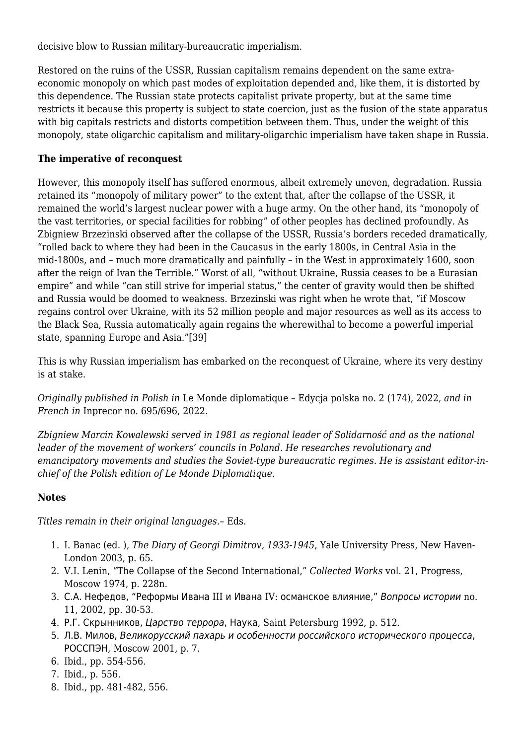decisive blow to Russian military-bureaucratic imperialism.

Restored on the ruins of the USSR, Russian capitalism remains dependent on the same extra-economic monopoly on which past modes of exploitation depended and, like them, it is distorted by this dependence. The Russian state protects capitalist private property, but at the same time restricts it because this property is subject to state coercion, just as the fusion of the state apparatus with big capitals restricts and distorts competition between them. Thus, under the weight of this monopoly, state oligarchic capitalism and military-oligarchic imperialism have taken shape in Russia.

**The imperative of reconquest**

However, this monopoly itself has suffered enormous, albeit extremely uneven, degradation. Russia retained its "monopoly of military power" to the extent that, after the collapse of the USSR, it remained the world's largest nuclear power with a huge army. On the other hand, its "monopoly of the vast territories, or special facilities for robbing" of other peoples has declined profoundly. As Zbigniew Brzezinski observed after the collapse of the USSR, Russia's borders receded dramatically, "rolled back to where they had been in the Caucasus in the early 1800s, in Central Asia in the mid-1800s, and – much more dramatically and painfully – in the West in approximately 1600, soon after the reign of Ivan the Terrible." Worst of all, "without Ukraine, Russia ceases to be a Eurasian empire" and while "can still strive for imperial status," the center of gravity would then be shifted and Russia would be doomed to weakness. Brzezinski was right when he wrote that, "if Moscow regains control over Ukraine, with its 52 million people and major resources as well as its access to the Black Sea, Russia automatically again regains the wherewithal to become a powerful imperial state, spanning Europe and Asia."[39]

This is why Russian imperialism has embarked on the reconquest of Ukraine, where its very destiny is at stake.

*Originally published in Polish in* Le Monde diplomatique – Edycja polska no. 2 (174), 2022, *and in French in* Inprecor no. 695/696, 2022.

*Zbigniew Marcin Kowalewski served in 1981 as regional leader of Solidarność and as the national leader of the movement of workers' councils in Poland. He researches revolutionary and emancipatory movements and studies the Soviet-type bureaucratic regimes. He is assistant editor-in-chief of the Polish edition of Le Monde Diplomatique.*

**Notes**

*Titles remain in their original languages.*– Eds.

1. I. Banac (ed. ), *The Diary of Georgi Dimitrov, 1933-1945*, Yale University Press, New Haven-London 2003, p. 65.
2. V.I. Lenin, "The Collapse of the Second International," *Collected Works* vol. 21, Progress, Moscow 1974, p. 228n.
3. С.А. Нефедов, "Реформы Ивана III и Ивана IV: османское влияние," *Вопросы истории* no. 11, 2002, pp. 30-53.
4. Р.Г. Скрынников, *Царство террора*, Наука, Saint Petersburg 1992, p. 512.
5. Л.В. Милов, *Великорусский пахарь и особенности российского исторического процесса*, РОССПЭН, Moscow 2001, p. 7.
6. Ibid., pp. 554-556.
7. Ibid., p. 556.
8. Ibid., pp. 481-482, 556.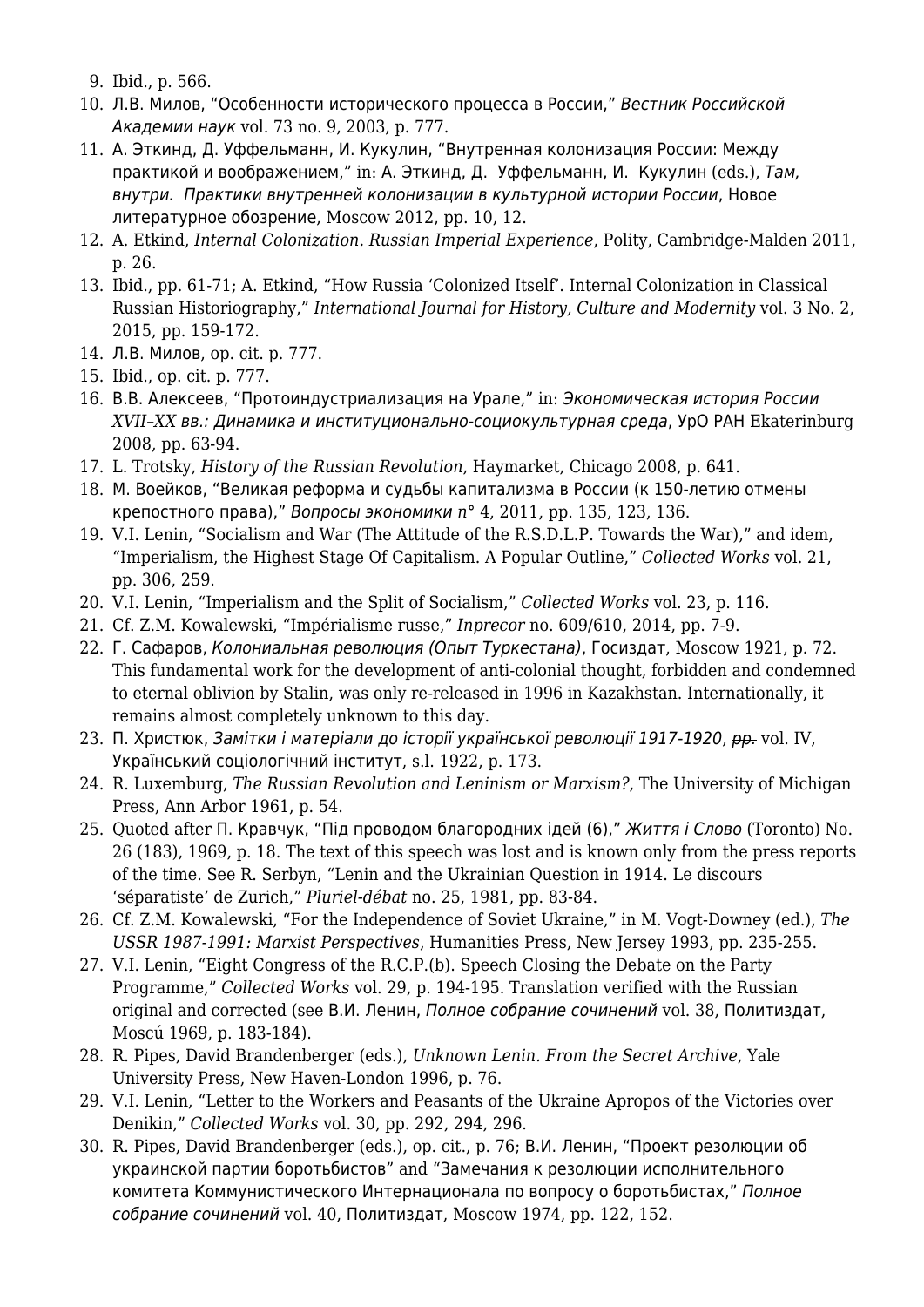9. Ibid., p. 566.
10. Л.В. Милов, "Особенности исторического процесса в России," *Вестник Российской Академии наук* vol. 73 no. 9, 2003, p. 777.
11. А. Эткинд, Д. Уффельманн, И. Кукулин, "Внутренная колонизация России: Между практикой и воображением," in: А. Эткинд, Д. Уффельманн, И. Кукулин (eds.), *Там, внутри. Практики внутренней колонизации в культурной истории России*, Новое литературное обозрение, Moscow 2012, pp. 10, 12.
12. A. Etkind, *Internal Colonization. Russian Imperial Experience*, Polity, Cambridge-Malden 2011, p. 26.
13. Ibid., pp. 61-71; A. Etkind, "How Russia 'Colonized Itself'. Internal Colonization in Classical Russian Historiography," *International Journal for History, Culture and Modernity* vol. 3 No. 2, 2015, pp. 159-172.
14. Л.В. Милов, op. cit. p. 777.
15. Ibid., op. cit. p. 777.
16. В.В. Алексеев, "Протоиндустриализация на Урале," in: *Экономическая история России XVII–XX вв.: Динамика и институционально-социокультурная среда*, УрО РАН Ekaterinburg 2008, pp. 63-94.
17. L. Trotsky, *History of the Russian Revolution*, Haymarket, Chicago 2008, p. 641.
18. М. Воейков, "Великая реформа и судьбы капитализма в России (к 150-летию отмены крепостного права)," *Вопросы экономики n°* 4, 2011, pp. 135, 123, 136.
19. V.I. Lenin, "Socialism and War (The Attitude of the R.S.D.L.P. Towards the War)," and idem, "Imperialism, the Highest Stage Of Capitalism. A Popular Outline," *Collected Works* vol. 21, pp. 306, 259.
20. V.I. Lenin, "Imperialism and the Split of Socialism," *Collected Works* vol. 23, p. 116.
21. Cf. Z.M. Kowalewski, "Impérialisme russe," *Inprecor* no. 609/610, 2014, pp. 7-9.
22. Г. Сафаров, *Колониальная революция (Опыт Туркестана)*, Госиздат, Moscow 1921, p. 72. This fundamental work for the development of anti-colonial thought, forbidden and condemned to eternal oblivion by Stalin, was only re-released in 1996 in Kazakhstan. Internationally, it remains almost completely unknown to this day.
23. П. Христюк, *Замітки і матеріали до історії української революції 1917-1920, ~~рр.~~* vol. IV, Український соціологічний інститут, s.l. 1922, p. 173.
24. R. Luxemburg, *The Russian Revolution and Leninism or Marxism?*, The University of Michigan Press, Ann Arbor 1961, p. 54.
25. Quoted after П. Кравчук, "Під проводом благородних ідей (6)," *Життя і Слово* (Toronto) No. 26 (183), 1969, p. 18. The text of this speech was lost and is known only from the press reports of the time. See R. Serbyn, "Lenin and the Ukrainian Question in 1914. Le discours 'séparatiste' de Zurich," *Pluriel-débat* no. 25, 1981, pp. 83-84.
26. Cf. Z.M. Kowalewski, "For the Independence of Soviet Ukraine," in M. Vogt-Downey (ed.), *The USSR 1987-1991: Marxist Perspectives*, Humanities Press, New Jersey 1993, pp. 235-255.
27. V.I. Lenin, "Eight Congress of the R.C.P.(b). Speech Closing the Debate on the Party Programme," *Collected Works* vol. 29, p. 194-195. Translation verified with the Russian original and corrected (see В.И. Ленин, *Полное собрание сочинений* vol. 38, Политиздат, Moscú 1969, p. 183-184).
28. R. Pipes, David Brandenberger (eds.), *Unknown Lenin. From the Secret Archive*, Yale University Press, New Haven-London 1996, p. 76.
29. V.I. Lenin, "Letter to the Workers and Peasants of the Ukraine Apropos of the Victories over Denikin," *Collected Works* vol. 30, pp. 292, 294, 296.
30. R. Pipes, David Brandenberger (eds.), op. cit., p. 76; В.И. Ленин, "Проект резолюции об украинской партии боротьбистов" and "Замечания к резолюции исполнительного комитета Коммунистического Интернационала по вопросу о боротьбистах," *Полное собрание сочинений* vol. 40, Политиздат, Moscow 1974, pp. 122, 152.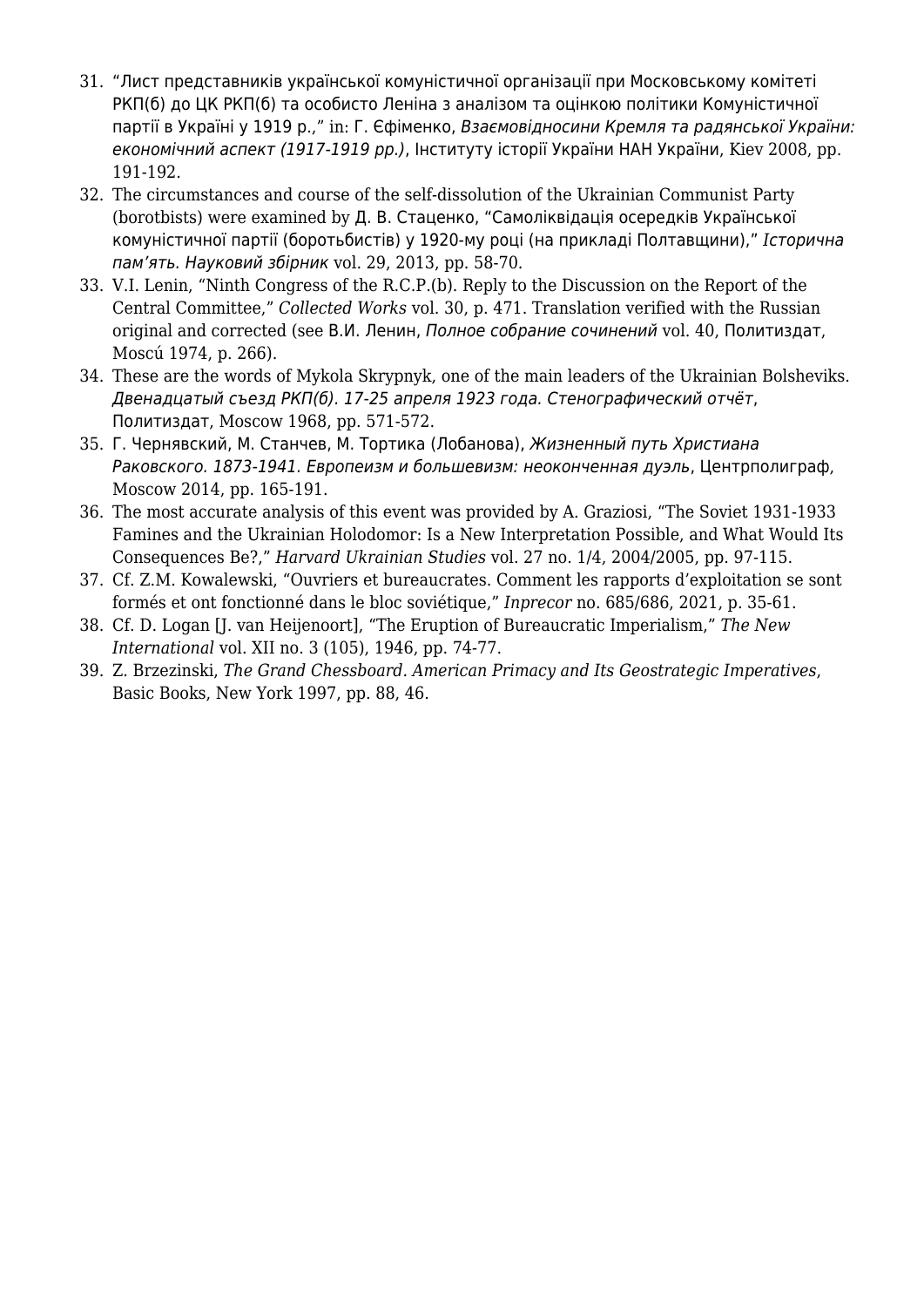31. "Лист представників української комуністичної організації при Московському комітеті РКП(б) до ЦК РКП(б) та особисто Леніна з аналізом та оцінкою політики Комуністичної партії в Україні у 1919 р.," in: Г. Єфіменко, *Взаємовідносини Кремля та радянської України: економічний аспект (1917-1919 рр.)*, Інституту історії України НАН України, Kiev 2008, pp. 191-192.
32. The circumstances and course of the self-dissolution of the Ukrainian Communist Party (borotbists) were examined by Д. В. Стаценко, "Самоліквідація осередків Української комуністичної партії (боротьбистів) у 1920-му році (на прикладі Полтавщини)," *Історична пам'ять. Науковий збірник* vol. 29, 2013, pp. 58-70.
33. V.I. Lenin, "Ninth Congress of the R.C.P.(b). Reply to the Discussion on the Report of the Central Committee," *Collected Works* vol. 30, p. 471. Translation verified with the Russian original and corrected (see В.И. Ленин, *Полное собрание сочинений* vol. 40, Политиздат, Moscú 1974, p. 266).
34. These are the words of Mykola Skrypnyk, one of the main leaders of the Ukrainian Bolsheviks. *Двенадцатый съезд РКП(б). 17-25 апреля 1923 года. Стенографический отчёт*, Политиздат, Moscow 1968, pp. 571-572.
35. Г. Чернявский, М. Станчев, М. Тортика (Лобанова), *Жизненный путь Христиана Раковского. 1873-1941. Европеизм и большевизм: неоконченная дуэль*, Центрполиграф, Moscow 2014, pp. 165-191.
36. The most accurate analysis of this event was provided by A. Graziosi, "The Soviet 1931-1933 Famines and the Ukrainian Holodomor: Is a New Interpretation Possible, and What Would Its Consequences Be?," *Harvard Ukrainian Studies* vol. 27 no. 1/4, 2004/2005, pp. 97-115.
37. Cf. Z.M. Kowalewski, "Ouvriers et bureaucrates. Comment les rapports d'exploitation se sont formés et ont fonctionné dans le bloc soviétique," *Inprecor* no. 685/686, 2021, p. 35-61.
38. Cf. D. Logan [J. van Heijenoort], "The Eruption of Bureaucratic Imperialism," *The New International* vol. XII no. 3 (105), 1946, pp. 74-77.
39. Z. Brzezinski, *The Grand Chessboard. American Primacy and Its Geostrategic Imperatives*, Basic Books, New York 1997, pp. 88, 46.